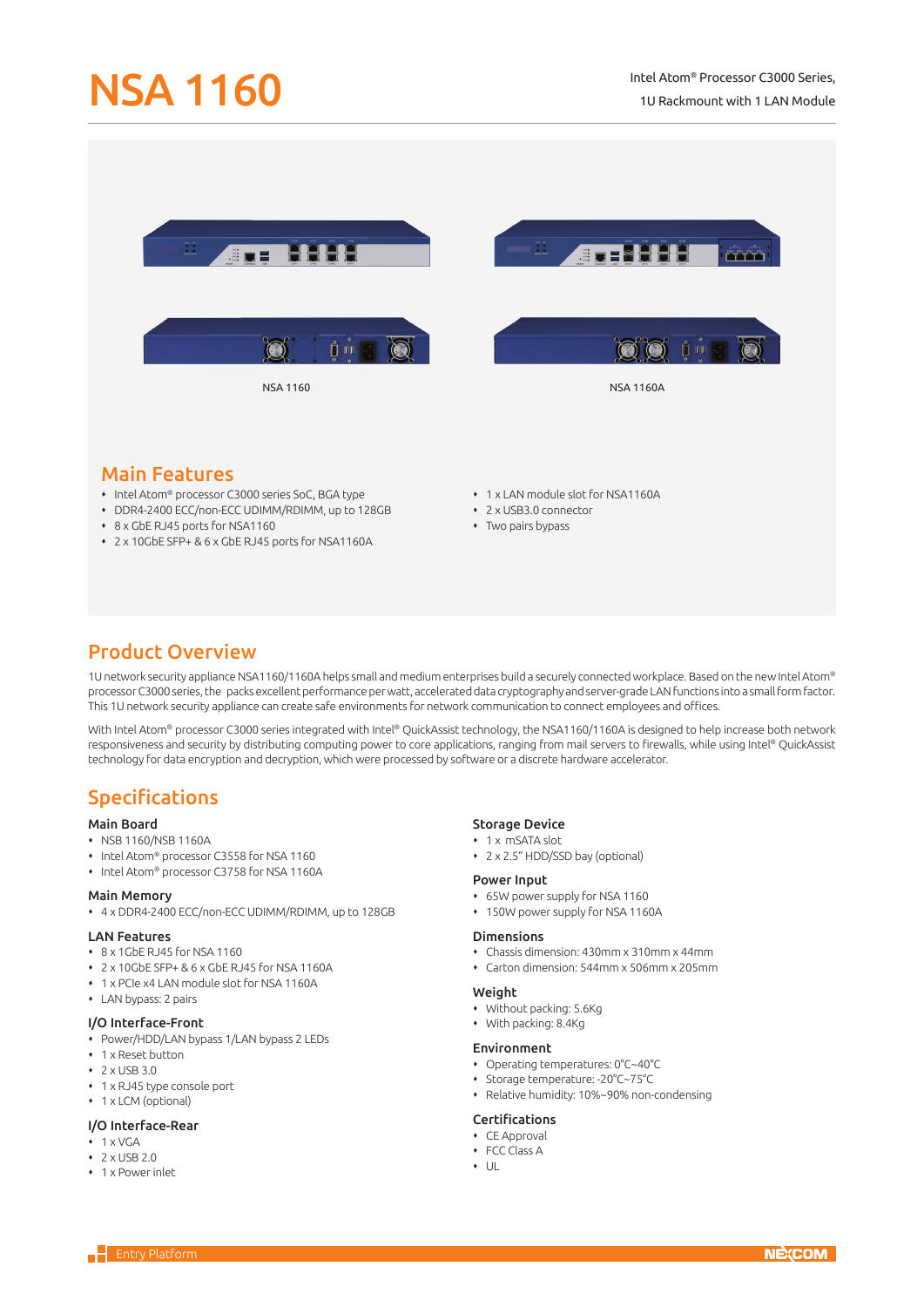# NSA 1160

Intel Atom® Processor C3000 Series,
1U Rackmount with 1 LAN Module

NSA 1160

NSA 1160A

## Main Features

- Intel Atom® processor C3000 series SoC, BGA type
- DDR4-2400 ECC/non-ECC UDIMM/RDIMM, up to 128GB
- 8 x GbE RJ45 ports for NSA1160
- 2 x 10GbE SFP+ & 6 x GbE RJ45 ports for NSA1160A
- 1 x LAN module slot for NSA1160A
- 2 x USB3.0 connector
- Two pairs bypass

## Product Overview

1U network security appliance NSA1160/1160A helps small and medium enterprises build a securely connected workplace. Based on the new Intel Atom® processor C3000 series, the packs excellent performance per watt, accelerated data cryptography and server-grade LAN functions into a small form factor. This 1U network security appliance can create safe environments for network communication to connect employees and offices.

With Intel Atom® processor C3000 series integrated with Intel® QuickAssist technology, the NSA1160/1160A is designed to help increase both network responsiveness and security by distributing computing power to core applications, ranging from mail servers to firewalls, while using Intel® QuickAssist technology for data encryption and decryption, which were processed by software or a discrete hardware accelerator.

## Specifications

### Main Board
- NSB 1160/NSB 1160A
- Intel Atom® processor C3558 for NSA 1160
- Intel Atom® processor C3758 for NSA 1160A

### Main Memory
- 4 x DDR4-2400 ECC/non-ECC UDIMM/RDIMM, up to 128GB

### LAN Features
- 8 x 1GbE RJ45 for NSA 1160
- 2 x 10GbE SFP+ & 6 x GbE RJ45 for NSA 1160A
- 1 x PCIe x4 LAN module slot for NSA 1160A
- LAN bypass: 2 pairs

### I/O Interface-Front
- Power/HDD/LAN bypass 1/LAN bypass 2 LEDs
- 1 x Reset button
- 2 x USB 3.0
- 1 x RJ45 type console port
- 1 x LCM (optional)

### I/O Interface-Rear
- 1 x VGA
- 2 x USB 2.0
- 1 x Power inlet

### Storage Device
- 1 x mSATA slot
- 2 x 2.5" HDD/SSD bay (optional)

### Power Input
- 65W power supply for NSA 1160
- 150W power supply for NSA 1160A

### Dimensions
- Chassis dimension: 430mm x 310mm x 44mm
- Carton dimension: 544mm x 506mm x 205mm

### Weight
- Without packing: 5.6Kg
- With packing: 8.4Kg

### Environment
- Operating temperatures: 0°C~40°C
- Storage temperature: -20°C~75°C
- Relative humidity: 10%~90% non-condensing

### Certifications
- CE Approval
- FCC Class A
- UL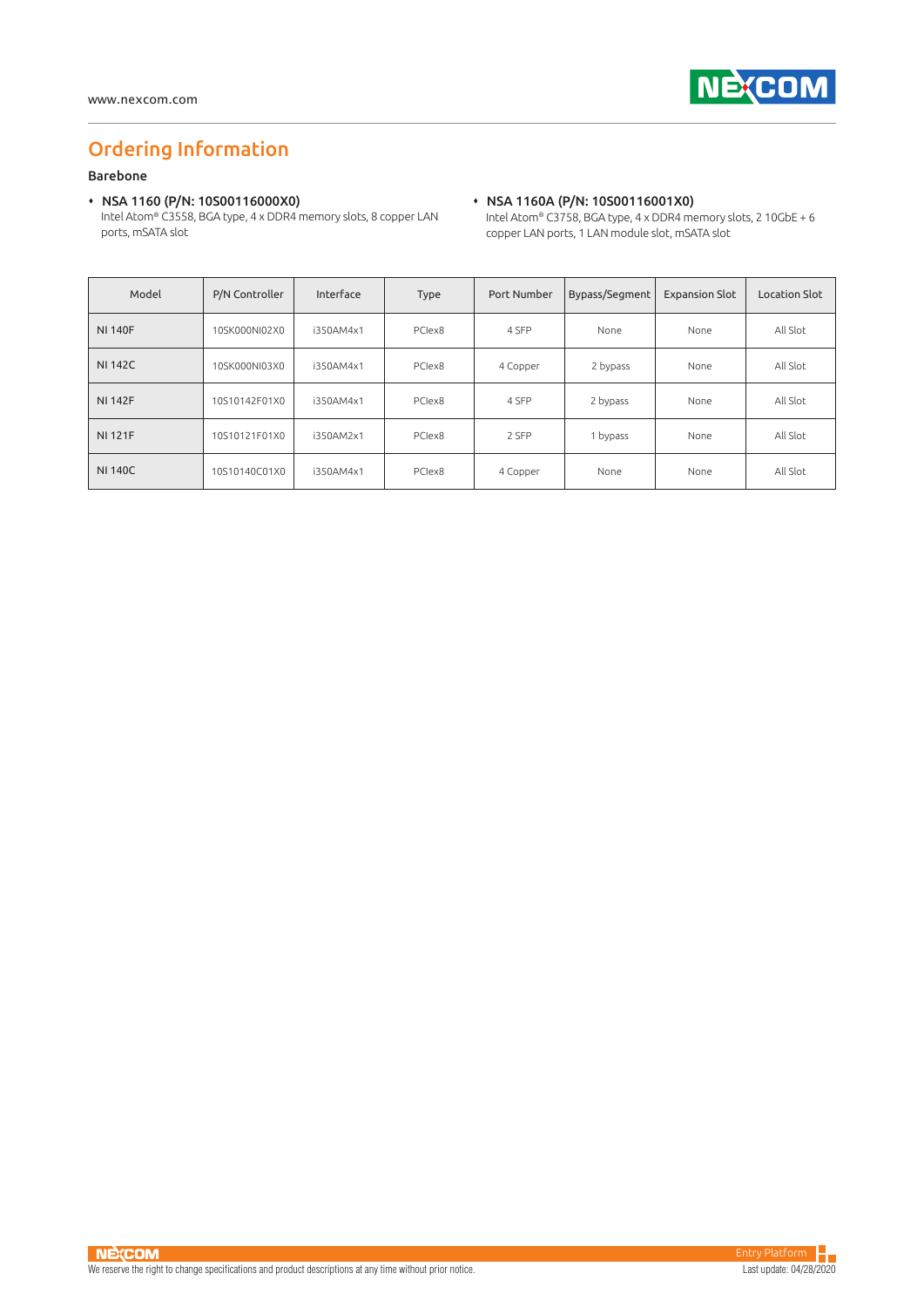## Ordering Information

### Barebone

- **NSA 1160 (P/N: 10S00116000X0)**
  Intel Atom® C3558, BGA type, 4 x DDR4 memory slots, 8 copper LAN ports, mSATA slot

- **NSA 1160A (P/N: 10S00116001X0)**
  Intel Atom® C3758, BGA type, 4 x DDR4 memory slots, 2 10GbE + 6 copper LAN ports, 1 LAN module slot, mSATA slot

| Model | P/N Controller | Interface | Type | Port Number | Bypass/Segment | Expansion Slot | Location Slot |
|---|---|---|---|---|---|---|---|
| NI 140F | 10SK000NI02X0 | i350AM4x1 | PCIex8 | 4 SFP | None | None | All Slot |
| NI 142C | 10SK000NI03X0 | i350AM4x1 | PCIex8 | 4 Copper | 2 bypass | None | All Slot |
| NI 142F | 10S10142F01X0 | i350AM4x1 | PCIex8 | 4 SFP | 2 bypass | None | All Slot |
| NI 121F | 10S10121F01X0 | i350AM2x1 | PCIex8 | 2 SFP | 1 bypass | None | All Slot |
| NI 140C | 10S10140C01X0 | i350AM4x1 | PCIex8 | 4 Copper | None | None | All Slot |